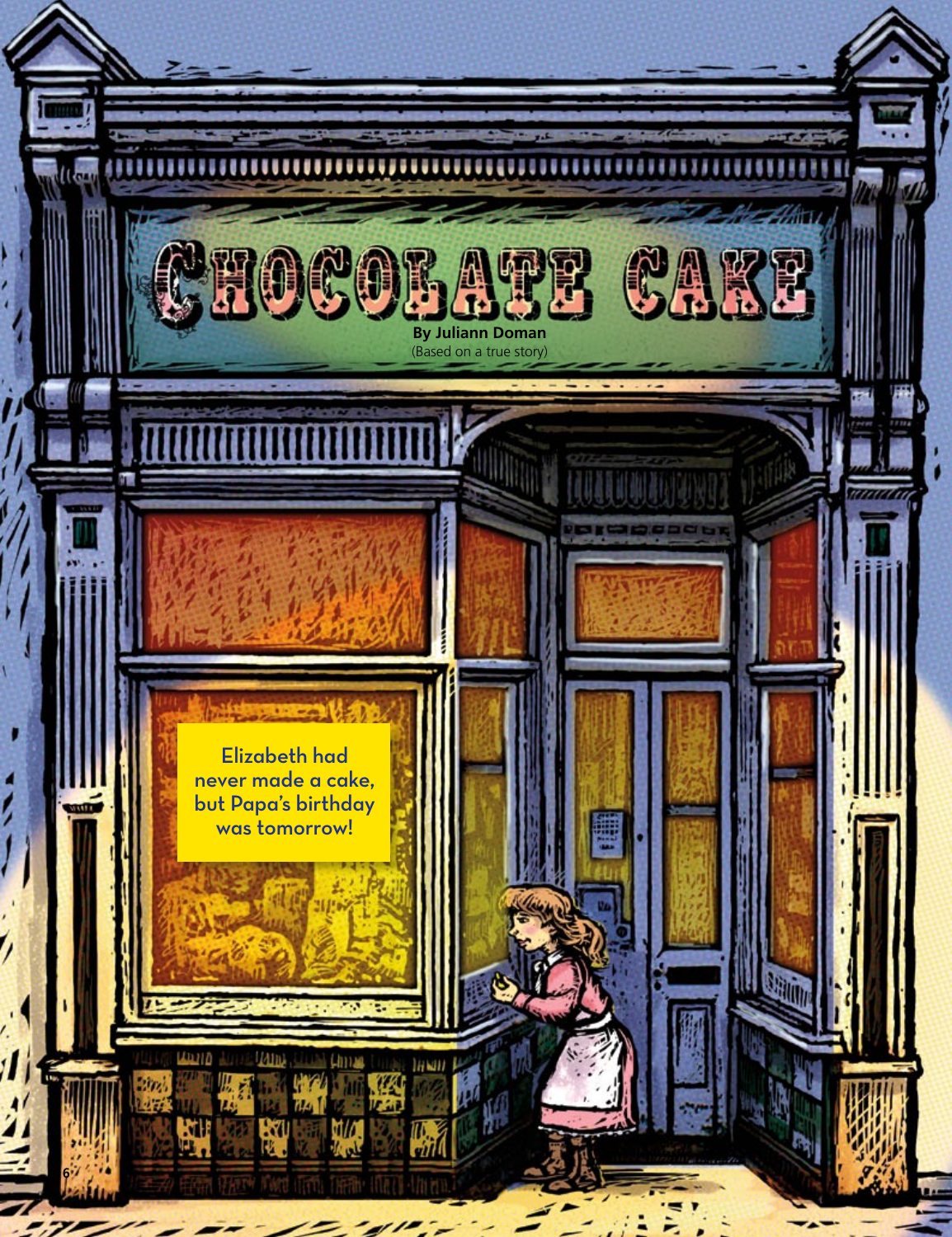# CHOCOLATE CAKE

**By Juliann Doman**
(Based on a true story)

**Elizabeth had never made a cake, but Papa's birthday was tomorrow!**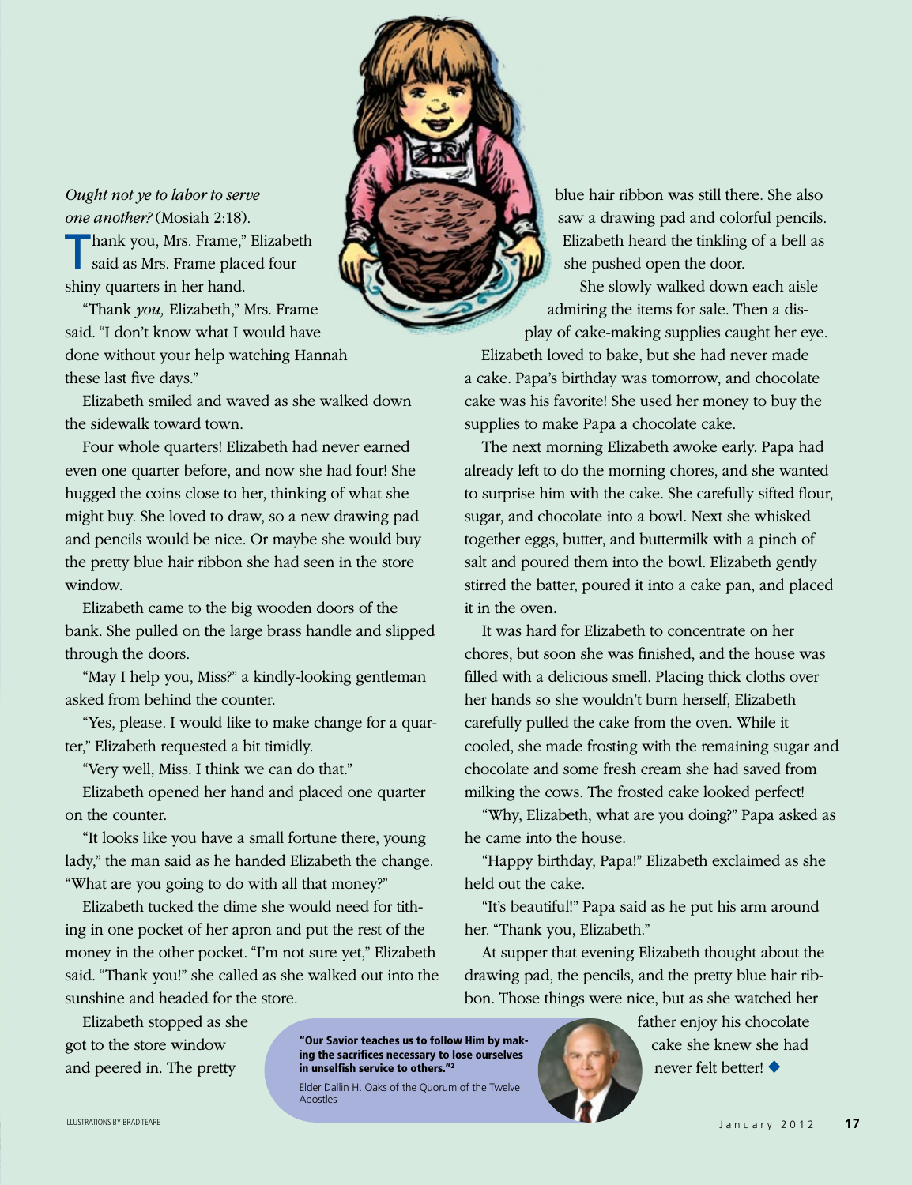*Ought not ye to labor to serve one another?* (Mosiah 2:18).

"Thank you, Mrs. Frame," Elizabeth said as Mrs. Frame placed four shiny quarters in her hand.

"Thank *you,* Elizabeth," Mrs. Frame said. "I don't know what I would have done without your help watching Hannah these last five days."

Elizabeth smiled and waved as she walked down the sidewalk toward town.

Four whole quarters! Elizabeth had never earned even one quarter before, and now she had four! She hugged the coins close to her, thinking of what she might buy. She loved to draw, so a new drawing pad and pencils would be nice. Or maybe she would buy the pretty blue hair ribbon she had seen in the store window.

Elizabeth came to the big wooden doors of the bank. She pulled on the large brass handle and slipped through the doors.

"May I help you, Miss?" a kindly-looking gentleman asked from behind the counter.

"Yes, please. I would like to make change for a quarter," Elizabeth requested a bit timidly.

"Very well, Miss. I think we can do that."

Elizabeth opened her hand and placed one quarter on the counter.

"It looks like you have a small fortune there, young lady," the man said as he handed Elizabeth the change. "What are you going to do with all that money?"

Elizabeth tucked the dime she would need for tithing in one pocket of her apron and put the rest of the money in the other pocket. "I'm not sure yet," Elizabeth said. "Thank you!" she called as she walked out into the sunshine and headed for the store.

Elizabeth stopped as she got to the store window and peered in. The pretty blue hair ribbon was still there. She also saw a drawing pad and colorful pencils. Elizabeth heard the tinkling of a bell as she pushed open the door.

She slowly walked down each aisle admiring the items for sale. Then a display of cake-making supplies caught her eye.

Elizabeth loved to bake, but she had never made a cake. Papa's birthday was tomorrow, and chocolate cake was his favorite! She used her money to buy the supplies to make Papa a chocolate cake.

The next morning Elizabeth awoke early. Papa had already left to do the morning chores, and she wanted to surprise him with the cake. She carefully sifted flour, sugar, and chocolate into a bowl. Next she whisked together eggs, butter, and buttermilk with a pinch of salt and poured them into the bowl. Elizabeth gently stirred the batter, poured it into a cake pan, and placed it in the oven.

It was hard for Elizabeth to concentrate on her chores, but soon she was finished, and the house was filled with a delicious smell. Placing thick cloths over her hands so she wouldn't burn herself, Elizabeth carefully pulled the cake from the oven. While it cooled, she made frosting with the remaining sugar and chocolate and some fresh cream she had saved from milking the cows. The frosted cake looked perfect!

"Why, Elizabeth, what are you doing?" Papa asked as he came into the house.

"Happy birthday, Papa!" Elizabeth exclaimed as she held out the cake.

"It's beautiful!" Papa said as he put his arm around her. "Thank you, Elizabeth."

At supper that evening Elizabeth thought about the drawing pad, the pencils, and the pretty blue hair ribbon. Those things were nice, but as she watched her father enjoy his chocolate cake she knew she had never felt better! ◆

**"Our Savior teaches us to follow Him by making the sacrifices necessary to lose ourselves in unselfish service to others."**[2]

Elder Dallin H. Oaks of the Quorum of the Twelve Apostles

ILLUSTRATIONS BY BRAD TEARE